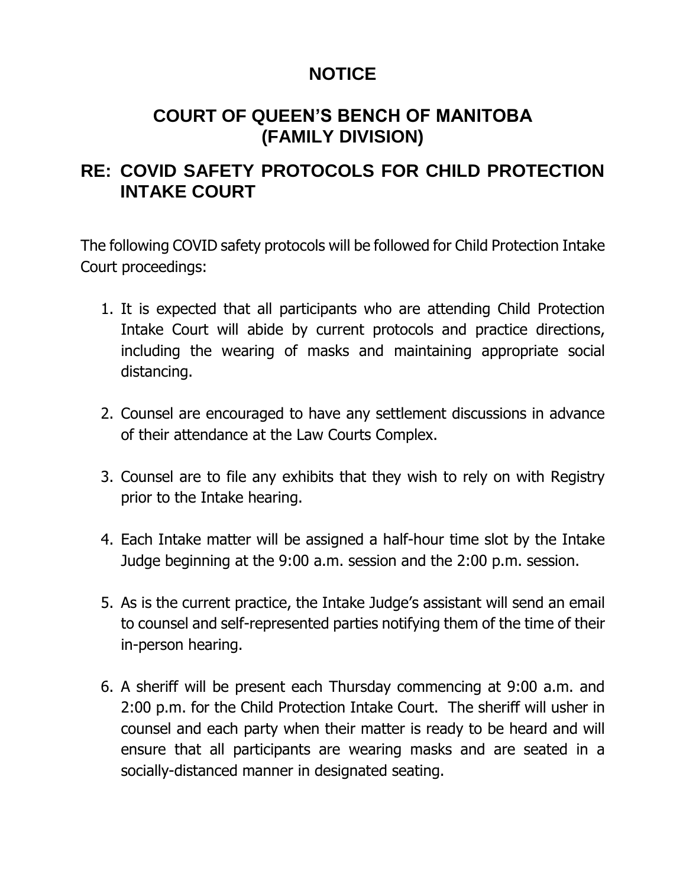# NOTICE

## COURT OF QUEEN'S BENCH OF MANITOBA (FAMILY DIVISION)

## RE: COVID SAFETY PROTOCOLS FOR CHILD PROTECTION INTAKE COURT

The following COVID safety protocols will be followed for Child Protection Intake Court proceedings:

1. It is expected that all participants who are attending Child Protection Intake Court will abide by current protocols and practice directions, including the wearing of masks and maintaining appropriate social distancing.

2. Counsel are encouraged to have any settlement discussions in advance of their attendance at the Law Courts Complex.

3. Counsel are to file any exhibits that they wish to rely on with Registry prior to the Intake hearing.

4. Each Intake matter will be assigned a half-hour time slot by the Intake Judge beginning at the 9:00 a.m. session and the 2:00 p.m. session.

5. As is the current practice, the Intake Judge's assistant will send an email to counsel and self-represented parties notifying them of the time of their in-person hearing.

6. A sheriff will be present each Thursday commencing at 9:00 a.m. and 2:00 p.m. for the Child Protection Intake Court. The sheriff will usher in counsel and each party when their matter is ready to be heard and will ensure that all participants are wearing masks and are seated in a socially-distanced manner in designated seating.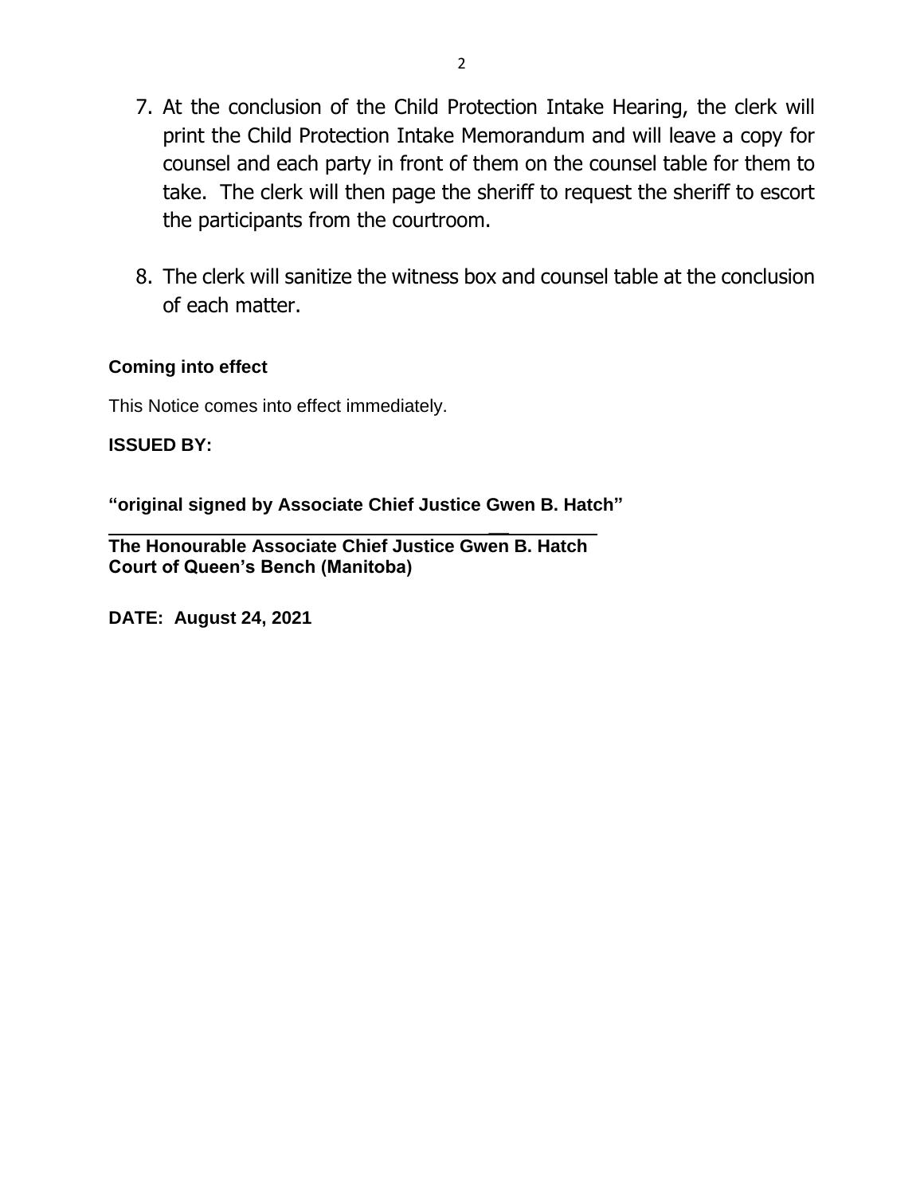7. At the conclusion of the Child Protection Intake Hearing, the clerk will print the Child Protection Intake Memorandum and will leave a copy for counsel and each party in front of them on the counsel table for them to take. The clerk will then page the sheriff to request the sheriff to escort the participants from the courtroom.

8. The clerk will sanitize the witness box and counsel table at the conclusion of each matter.

**Coming into effect**

This Notice comes into effect immediately.

**ISSUED BY:**

**"original signed by Associate Chief Justice Gwen B. Hatch"**

**The Honourable Associate Chief Justice Gwen B. Hatch**
**Court of Queen's Bench (Manitoba)**

**DATE: August 24, 2021**